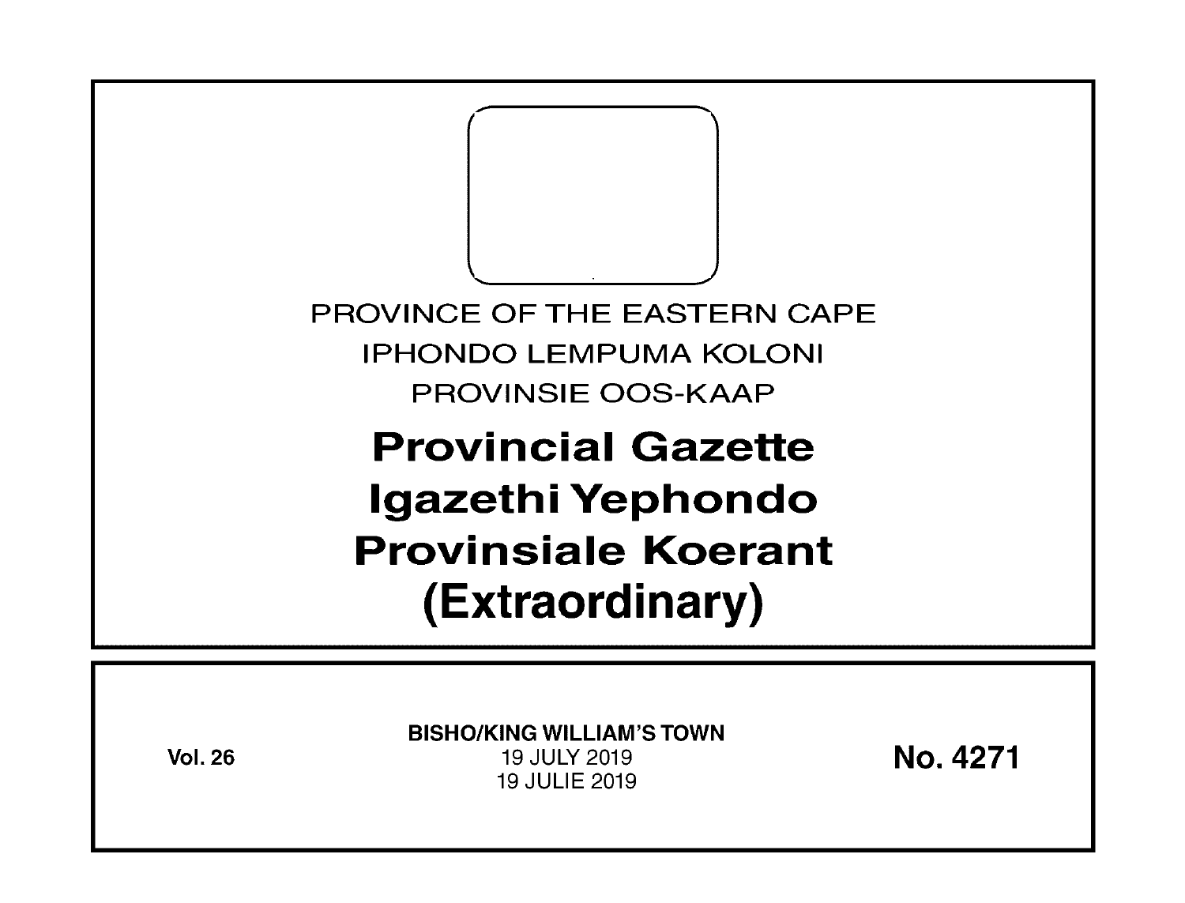PROVINCE OF THE EASTERN CAPE

IPHONDO LEMPUMA KOLONI

PROVINSIE OOS-KAAP

# Provincial Gazette
# Igazethi Yephondo
# Provinsiale Koerant
# (Extraordinary)

**Vol. 26**

**BISHO/KING WILLIAM'S TOWN**

19 JULY 2019

19 JULIE 2019

**No. 4271**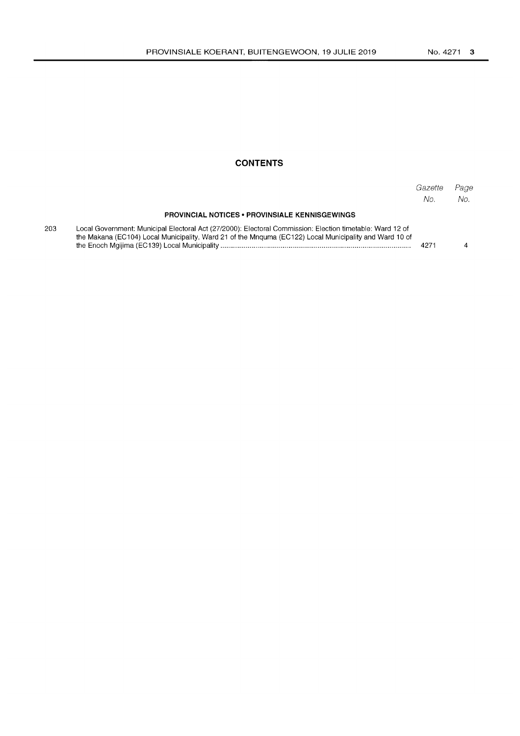## CONTENTS

| | | Gazette No. | Page No. |
|---|---|---|---|
| | **PROVINCIAL NOTICES • PROVINSIALE KENNISGEWINGS** | | |
| 203 | Local Government: Municipal Electoral Act (27/2000): Electoral Commission: Election timetable: Ward 12 of the Makana (EC104) Local Municipality, Ward 21 of the Mnquma (EC122) Local Municipality and Ward 10 of the Enoch Mgijima (EC139) Local Municipality | 4271 | 4 |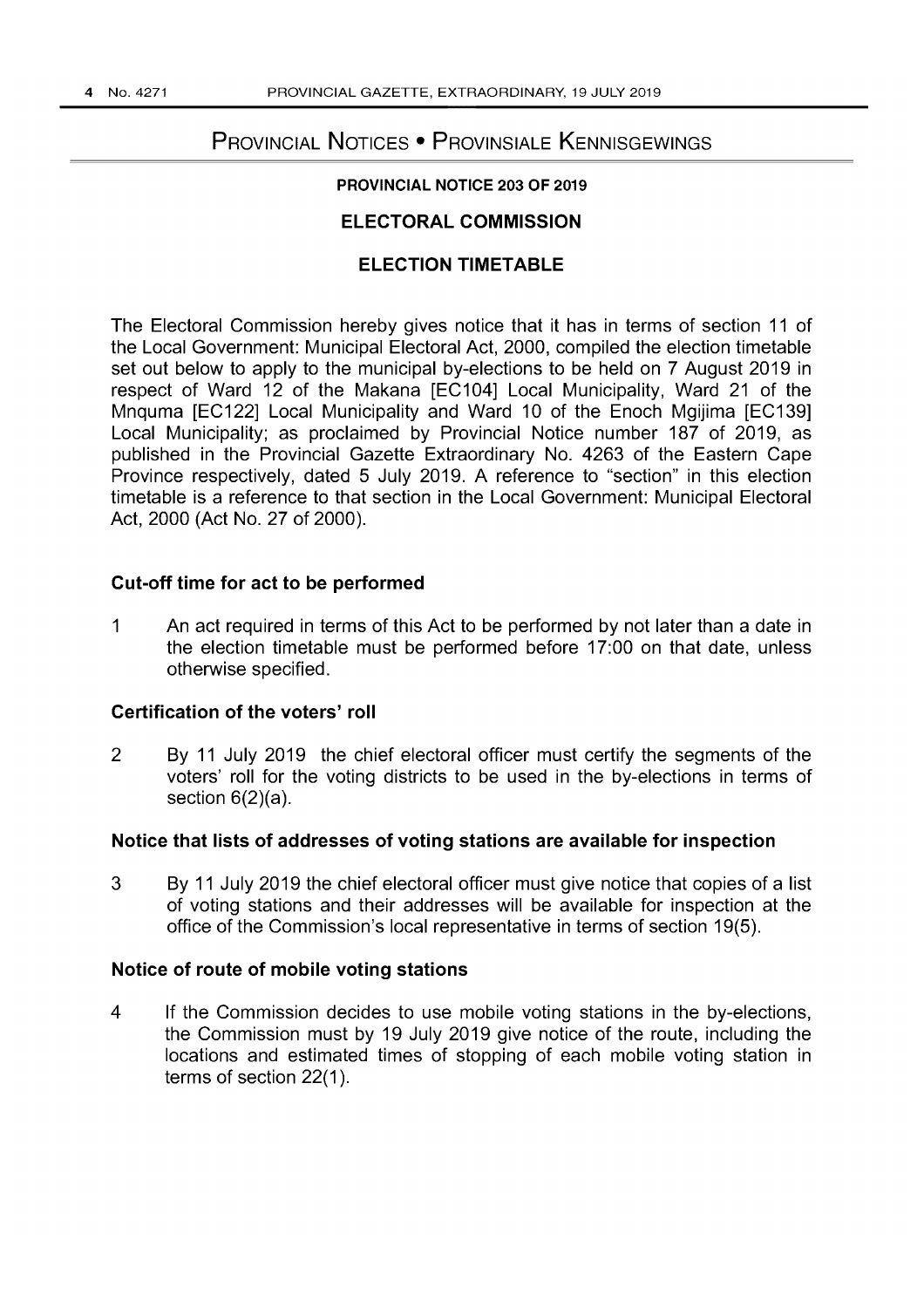# Provincial Notices • Provinsiale Kennisgewings

## PROVINCIAL NOTICE 203 OF 2019

## ELECTORAL COMMISSION

## ELECTION TIMETABLE

The Electoral Commission hereby gives notice that it has in terms of section 11 of the Local Government: Municipal Electoral Act, 2000, compiled the election timetable set out below to apply to the municipal by-elections to be held on 7 August 2019 in respect of Ward 12 of the Makana [EC104] Local Municipality, Ward 21 of the Mnquma [EC122] Local Municipality and Ward 10 of the Enoch Mgijima [EC139] Local Municipality; as proclaimed by Provincial Notice number 187 of 2019, as published in the Provincial Gazette Extraordinary No. 4263 of the Eastern Cape Province respectively, dated 5 July 2019. A reference to "section" in this election timetable is a reference to that section in the Local Government: Municipal Electoral Act, 2000 (Act No. 27 of 2000).

### Cut-off time for act to be performed

1 An act required in terms of this Act to be performed by not later than a date in the election timetable must be performed before 17:00 on that date, unless otherwise specified.

### Certification of the voters' roll

2 By 11 July 2019 the chief electoral officer must certify the segments of the voters' roll for the voting districts to be used in the by-elections in terms of section 6(2)(a).

### Notice that lists of addresses of voting stations are available for inspection

3 By 11 July 2019 the chief electoral officer must give notice that copies of a list of voting stations and their addresses will be available for inspection at the office of the Commission's local representative in terms of section 19(5).

### Notice of route of mobile voting stations

4 If the Commission decides to use mobile voting stations in the by-elections, the Commission must by 19 July 2019 give notice of the route, including the locations and estimated times of stopping of each mobile voting station in terms of section 22(1).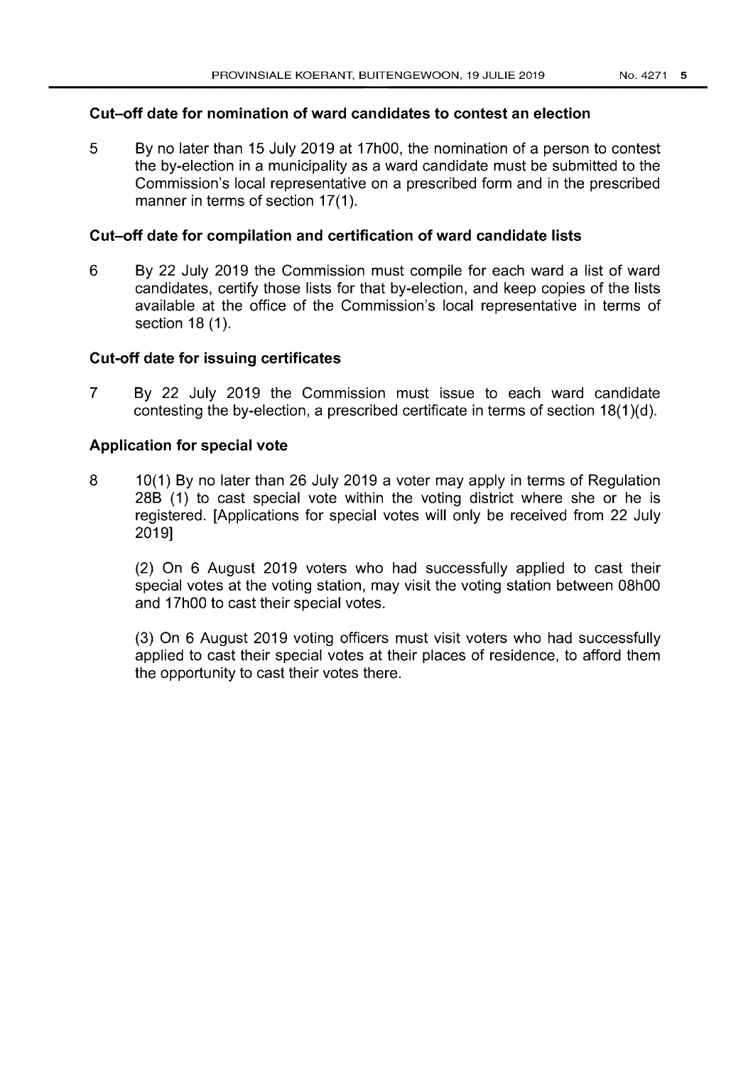### Cut–off date for nomination of ward candidates to contest an election

5 By no later than 15 July 2019 at 17h00, the nomination of a person to contest the by-election in a municipality as a ward candidate must be submitted to the Commission's local representative on a prescribed form and in the prescribed manner in terms of section 17(1).

### Cut–off date for compilation and certification of ward candidate lists

6 By 22 July 2019 the Commission must compile for each ward a list of ward candidates, certify those lists for that by-election, and keep copies of the lists available at the office of the Commission's local representative in terms of section 18 (1).

### Cut-off date for issuing certificates

7 By 22 July 2019 the Commission must issue to each ward candidate contesting the by-election, a prescribed certificate in terms of section 18(1)(d).

### Application for special vote

8 10(1) By no later than 26 July 2019 a voter may apply in terms of Regulation 28B (1) to cast special vote within the voting district where she or he is registered. [Applications for special votes will only be received from 22 July 2019]

(2) On 6 August 2019 voters who had successfully applied to cast their special votes at the voting station, may visit the voting station between 08h00 and 17h00 to cast their special votes.

(3) On 6 August 2019 voting officers must visit voters who had successfully applied to cast their special votes at their places of residence, to afford them the opportunity to cast their votes there.